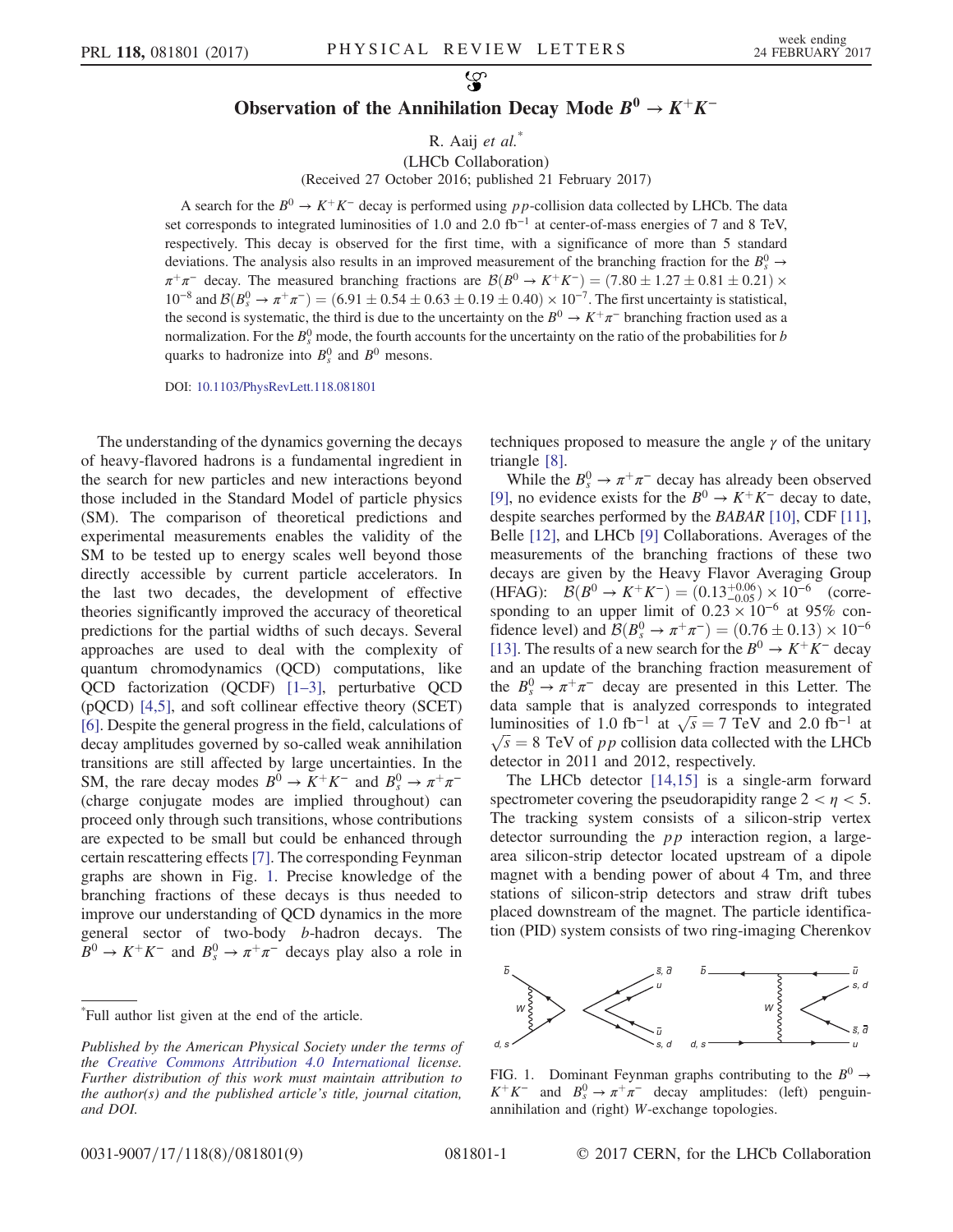# Observation of the Annihilation Decay Mode $B^0 \to K^+K^-$

R. Aaij *et al.**

(LHCb Collaboration)

(Received 27 October 2016; published 21 February 2017)

A search for the $B^0 \to K^+K^-$ decay is performed using $pp$-collision data collected by LHCb. The data set corresponds to integrated luminosities of 1.0 and 2.0 fb$^{-1}$ at center-of-mass energies of 7 and 8 TeV, respectively. This decay is observed for the first time, with a significance of more than 5 standard deviations. The analysis also results in an improved measurement of the branching fraction for the $B_s^0 \to \pi^+\pi^-$ decay. The measured branching fractions are $\mathcal{B}(B^0 \to K^+K^-) = (7.80 \pm 1.27 \pm 0.81 \pm 0.21) \times 10^{-8}$ and $\mathcal{B}(B_s^0 \to \pi^+\pi^-) = (6.91 \pm 0.54 \pm 0.63 \pm 0.19 \pm 0.40) \times 10^{-7}$. The first uncertainty is statistical, the second is systematic, the third is due to the uncertainty on the $B^0 \to K^+\pi^-$ branching fraction used as a normalization. For the $B_s^0$ mode, the fourth accounts for the uncertainty on the ratio of the probabilities for $b$ quarks to hadronize into $B_s^0$ and $B^0$ mesons.

DOI: 10.1103/PhysRevLett.118.081801

The understanding of the dynamics governing the decays of heavy-flavored hadrons is a fundamental ingredient in the search for new particles and new interactions beyond those included in the Standard Model of particle physics (SM). The comparison of theoretical predictions and experimental measurements enables the validity of the SM to be tested up to energy scales well beyond those directly accessible by current particle accelerators. In the last two decades, the development of effective theories significantly improved the accuracy of theoretical predictions for the partial widths of such decays. Several approaches are used to deal with the complexity of quantum chromodynamics (QCD) computations, like QCD factorization (QCDF) [1–3], perturbative QCD (pQCD) [4,5], and soft collinear effective theory (SCET) [6]. Despite the general progress in the field, calculations of decay amplitudes governed by so-called weak annihilation transitions are still affected by large uncertainties. In the SM, the rare decay modes $B^0 \to K^+K^-$ and $B_s^0 \to \pi^+\pi^-$ (charge conjugate modes are implied throughout) can proceed only through such transitions, whose contributions are expected to be small but could be enhanced through certain rescattering effects [7]. The corresponding Feynman graphs are shown in Fig. 1. Precise knowledge of the branching fractions of these decays is thus needed to improve our understanding of QCD dynamics in the more general sector of two-body $b$-hadron decays. The $B^0 \to K^+K^-$ and $B_s^0 \to \pi^+\pi^-$ decays play also a role in techniques proposed to measure the angle $\gamma$ of the unitary triangle [8].

While the $B_s^0 \to \pi^+\pi^-$ decay has already been observed [9], no evidence exists for the $B^0 \to K^+K^-$ decay to date, despite searches performed by the *BABAR* [10], CDF [11], Belle [12], and LHCb [9] Collaborations. Averages of the measurements of the branching fractions of these two decays are given by the Heavy Flavor Averaging Group (HFAG): $\mathcal{B}(B^0 \to K^+K^-) = (0.13^{+0.06}_{-0.05}) \times 10^{-6}$ (corresponding to an upper limit of $0.23 \times 10^{-6}$ at 95% confidence level) and $\mathcal{B}(B_s^0 \to \pi^+\pi^-) = (0.76 \pm 0.13) \times 10^{-6}$ [13]. The results of a new search for the $B^0 \to K^+K^-$ decay and an update of the branching fraction measurement of the $B_s^0 \to \pi^+\pi^-$ decay are presented in this Letter. The data sample that is analyzed corresponds to integrated luminosities of 1.0 fb$^{-1}$ at $\sqrt{s} = 7$ TeV and 2.0 fb$^{-1}$ at $\sqrt{s} = 8$ TeV of $pp$ collision data collected with the LHCb detector in 2011 and 2012, respectively.

The LHCb detector [14,15] is a single-arm forward spectrometer covering the pseudorapidity range $2 < \eta < 5$. The tracking system consists of a silicon-strip vertex detector surrounding the $pp$ interaction region, a large-area silicon-strip detector located upstream of a dipole magnet with a bending power of about 4 Tm, and three stations of silicon-strip detectors and straw drift tubes placed downstream of the magnet. The particle identification (PID) system consists of two ring-imaging Cherenkov

FIG. 1. Dominant Feynman graphs contributing to the $B^0 \to K^+K^-$ and $B_s^0 \to \pi^+\pi^-$ decay amplitudes: (left) penguin-annihilation and (right) $W$-exchange topologies.

*Full author list given at the end of the article.

*Published by the American Physical Society under the terms of the Creative Commons Attribution 4.0 International license. Further distribution of this work must maintain attribution to the author(s) and the published article's title, journal citation, and DOI.*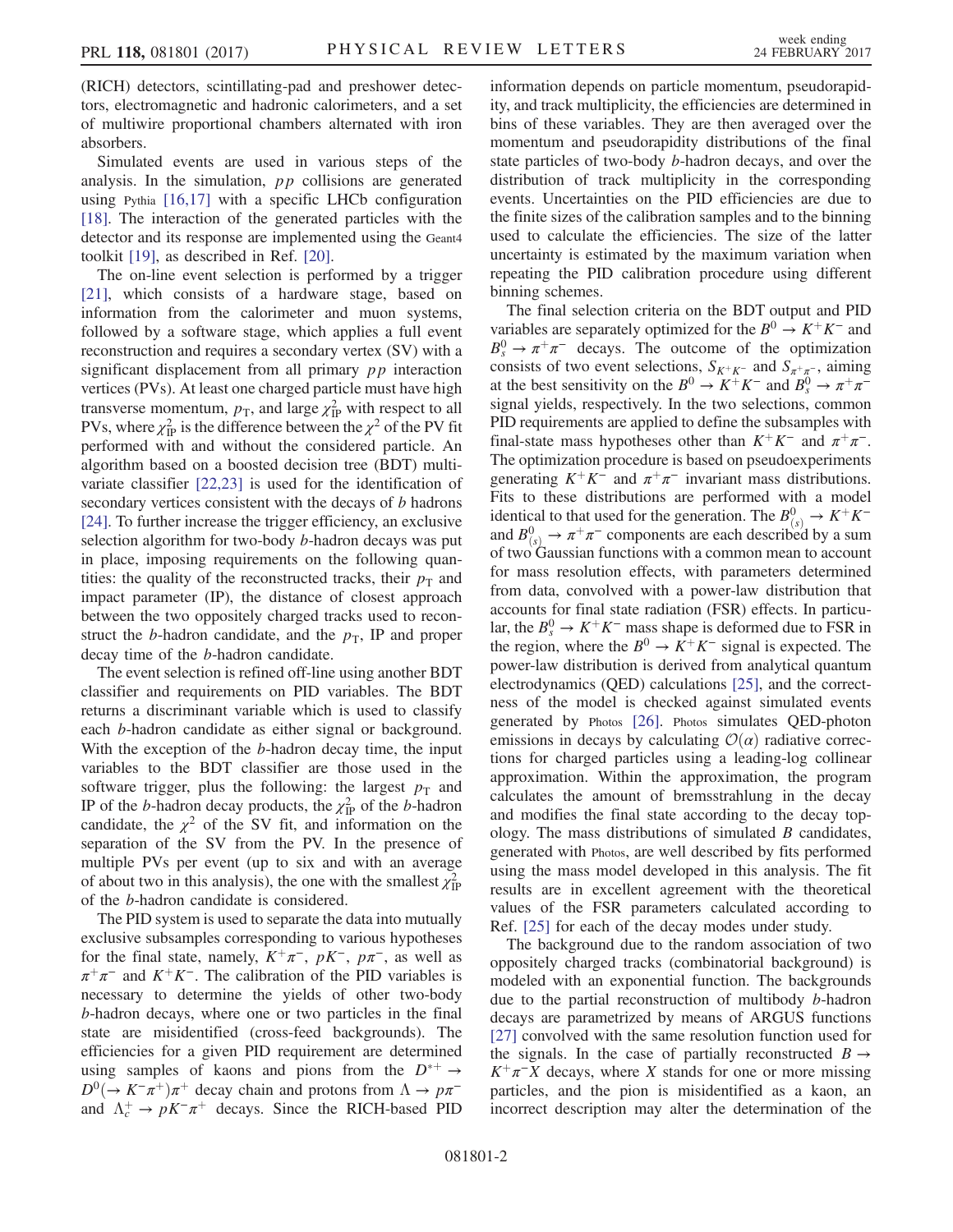(RICH) detectors, scintillating-pad and preshower detectors, electromagnetic and hadronic calorimeters, and a set of multiwire proportional chambers alternated with iron absorbers.

Simulated events are used in various steps of the analysis. In the simulation, $pp$ collisions are generated using Pythia [16,17] with a specific LHCb configuration [18]. The interaction of the generated particles with the detector and its response are implemented using the Geant4 toolkit [19], as described in Ref. [20].

The on-line event selection is performed by a trigger [21], which consists of a hardware stage, based on information from the calorimeter and muon systems, followed by a software stage, which applies a full event reconstruction and requires a secondary vertex (SV) with a significant displacement from all primary $pp$ interaction vertices (PVs). At least one charged particle must have high transverse momentum, $p_{\mathrm{T}}$, and large $\chi^2_{\mathrm{IP}}$ with respect to all PVs, where $\chi^2_{\mathrm{IP}}$ is the difference between the $\chi^2$ of the PV fit performed with and without the considered particle. An algorithm based on a boosted decision tree (BDT) multivariate classifier [22,23] is used for the identification of secondary vertices consistent with the decays of $b$ hadrons [24]. To further increase the trigger efficiency, an exclusive selection algorithm for two-body $b$-hadron decays was put in place, imposing requirements on the following quantities: the quality of the reconstructed tracks, their $p_{\mathrm{T}}$ and impact parameter (IP), the distance of closest approach between the two oppositely charged tracks used to reconstruct the $b$-hadron candidate, and the $p_{\mathrm{T}}$, IP and proper decay time of the $b$-hadron candidate.

The event selection is refined off-line using another BDT classifier and requirements on PID variables. The BDT returns a discriminant variable which is used to classify each $b$-hadron candidate as either signal or background. With the exception of the $b$-hadron decay time, the input variables to the BDT classifier are those used in the software trigger, plus the following: the largest $p_{\mathrm{T}}$ and IP of the $b$-hadron decay products, the $\chi^2_{\mathrm{IP}}$ of the $b$-hadron candidate, the $\chi^2$ of the SV fit, and information on the separation of the SV from the PV. In the presence of multiple PVs per event (up to six and with an average of about two in this analysis), the one with the smallest $\chi^2_{\mathrm{IP}}$ of the $b$-hadron candidate is considered.

The PID system is used to separate the data into mutually exclusive subsamples corresponding to various hypotheses for the final state, namely, $K^+\pi^-$, $pK^-$, $p\pi^-$, as well as $\pi^+\pi^-$ and $K^+K^-$. The calibration of the PID variables is necessary to determine the yields of other two-body $b$-hadron decays, where one or two particles in the final state are misidentified (cross-feed backgrounds). The efficiencies for a given PID requirement are determined using samples of kaons and pions from the $D^{*+} \to D^0(\to K^-\pi^+)\pi^+$ decay chain and protons from $\Lambda \to p\pi^-$ and $\Lambda_c^+ \to pK^-\pi^+$ decays. Since the RICH-based PID information depends on particle momentum, pseudorapidity, and track multiplicity, the efficiencies are determined in bins of these variables. They are then averaged over the momentum and pseudorapidity distributions of the final state particles of two-body $b$-hadron decays, and over the distribution of track multiplicity in the corresponding events. Uncertainties on the PID efficiencies are due to the finite sizes of the calibration samples and to the binning used to calculate the efficiencies. The size of the latter uncertainty is estimated by the maximum variation when repeating the PID calibration procedure using different binning schemes.

The final selection criteria on the BDT output and PID variables are separately optimized for the $B^0 \to K^+K^-$ and $B_s^0 \to \pi^+\pi^-$ decays. The outcome of the optimization consists of two event selections, $S_{K^+K^-}$ and $S_{\pi^+\pi^-}$, aiming at the best sensitivity on the $B^0 \to K^+K^-$ and $B_s^0 \to \pi^+\pi^-$ signal yields, respectively. In the two selections, common PID requirements are applied to define the subsamples with final-state mass hypotheses other than $K^+K^-$ and $\pi^+\pi^-$. The optimization procedure is based on pseudoexperiments generating $K^+K^-$ and $\pi^+\pi^-$ invariant mass distributions. Fits to these distributions are performed with a model identical to that used for the generation. The $B^0_{(s)} \to K^+K^-$ and $B^0_{(s)} \to \pi^+\pi^-$ components are each described by a sum of two Gaussian functions with a common mean to account for mass resolution effects, with parameters determined from data, convolved with a power-law distribution that accounts for final state radiation (FSR) effects. In particular, the $B_s^0 \to K^+K^-$ mass shape is deformed due to FSR in the region, where the $B^0 \to K^+K^-$ signal is expected. The power-law distribution is derived from analytical quantum electrodynamics (QED) calculations [25], and the correctness of the model is checked against simulated events generated by Photos [26]. Photos simulates QED-photon emissions in decays by calculating $\mathcal{O}(\alpha)$ radiative corrections for charged particles using a leading-log collinear approximation. Within the approximation, the program calculates the amount of bremsstrahlung in the decay and modifies the final state according to the decay topology. The mass distributions of simulated $B$ candidates, generated with Photos, are well described by fits performed using the mass model developed in this analysis. The fit results are in excellent agreement with the theoretical values of the FSR parameters calculated according to Ref. [25] for each of the decay modes under study.

The background due to the random association of two oppositely charged tracks (combinatorial background) is modeled with an exponential function. The backgrounds due to the partial reconstruction of multibody $b$-hadron decays are parametrized by means of ARGUS functions [27] convolved with the same resolution function used for the signals. In the case of partially reconstructed $B \to K^+\pi^-X$ decays, where $X$ stands for one or more missing particles, and the pion is misidentified as a kaon, an incorrect description may alter the determination of the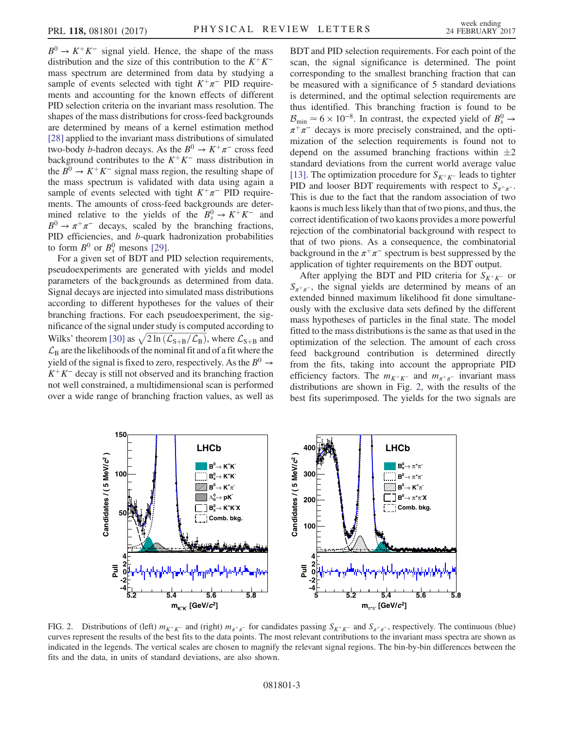$B^0 \to K^+K^-$ signal yield. Hence, the shape of the mass distribution and the size of this contribution to the $K^+K^-$ mass spectrum are determined from data by studying a sample of events selected with tight $K^+\pi^-$ PID requirements and accounting for the known effects of different PID selection criteria on the invariant mass resolution. The shapes of the mass distributions for cross-feed backgrounds are determined by means of a kernel estimation method [28] applied to the invariant mass distributions of simulated two-body $b$-hadron decays. As the $B^0 \to K^+\pi^-$ cross feed background contributes to the $K^+K^-$ mass distribution in the $B^0 \to K^+K^-$ signal mass region, the resulting shape of the mass spectrum is validated with data using again a sample of events selected with tight $K^+\pi^-$ PID requirements. The amounts of cross-feed backgrounds are determined relative to the yields of the $B_s^0 \to K^+K^-$ and $B^0 \to \pi^+\pi^-$ decays, scaled by the branching fractions, PID efficiencies, and $b$-quark hadronization probabilities to form $B^0$ or $B_s^0$ mesons [29].

For a given set of BDT and PID selection requirements, pseudoexperiments are generated with yields and model parameters of the backgrounds as determined from data. Signal decays are injected into simulated mass distributions according to different hypotheses for the values of their branching fractions. For each pseudoexperiment, the significance of the signal under study is computed according to Wilks' theorem [30] as $\sqrt{2\ln(\mathcal{L}_{S+B}/\mathcal{L}_B)}$, where $\mathcal{L}_{S+B}$ and $\mathcal{L}_B$ are the likelihoods of the nominal fit and of a fit where the yield of the signal is fixed to zero, respectively. As the $B^0 \to K^+K^-$ decay is still not observed and its branching fraction not well constrained, a multidimensional scan is performed over a wide range of branching fraction values, as well as BDT and PID selection requirements. For each point of the scan, the signal significance is determined. The point corresponding to the smallest branching fraction that can be measured with a significance of 5 standard deviations is determined, and the optimal selection requirements are thus identified. This branching fraction is found to be $\mathcal{B}_{\rm min} \simeq 6 \times 10^{-8}$. In contrast, the expected yield of $B_s^0 \to \pi^+\pi^-$ decays is more precisely constrained, and the optimization of the selection requirements is found not to depend on the assumed branching fractions within $\pm 2$ standard deviations from the current world average value [13]. The optimization procedure for $S_{K^+K^-}$ leads to tighter PID and looser BDT requirements with respect to $S_{\pi^+\pi^-}$. This is due to the fact that the random association of two kaons is much less likely than that of two pions, and thus, the correct identification of two kaons provides a more powerful rejection of the combinatorial background with respect to that of two pions. As a consequence, the combinatorial background in the $\pi^+\pi^-$ spectrum is best suppressed by the application of tighter requirements on the BDT output.

After applying the BDT and PID criteria for $S_{K^+K^-}$ or $S_{\pi^+\pi^-}$, the signal yields are determined by means of an extended binned maximum likelihood fit done simultaneously with the exclusive data sets defined by the different mass hypotheses of particles in the final state. The model fitted to the mass distributions is the same as that used in the optimization of the selection. The amount of each cross feed background contribution is determined directly from the fits, taking into account the appropriate PID efficiency factors. The $m_{K^+K^-}$ and $m_{\pi^+\pi^-}$ invariant mass distributions are shown in Fig. 2, with the results of the best fits superimposed. The yields for the two signals are

FIG. 2. Distributions of (left) $m_{K^+K^-}$ and (right) $m_{\pi^+\pi^-}$ for candidates passing $S_{K^+K^-}$ and $S_{\pi^+\pi^-}$, respectively. The continuous (blue) curves represent the results of the best fits to the data points. The most relevant contributions to the invariant mass spectra are shown as indicated in the legends. The vertical scales are chosen to magnify the relevant signal regions. The bin-by-bin differences between the fits and the data, in units of standard deviations, are also shown.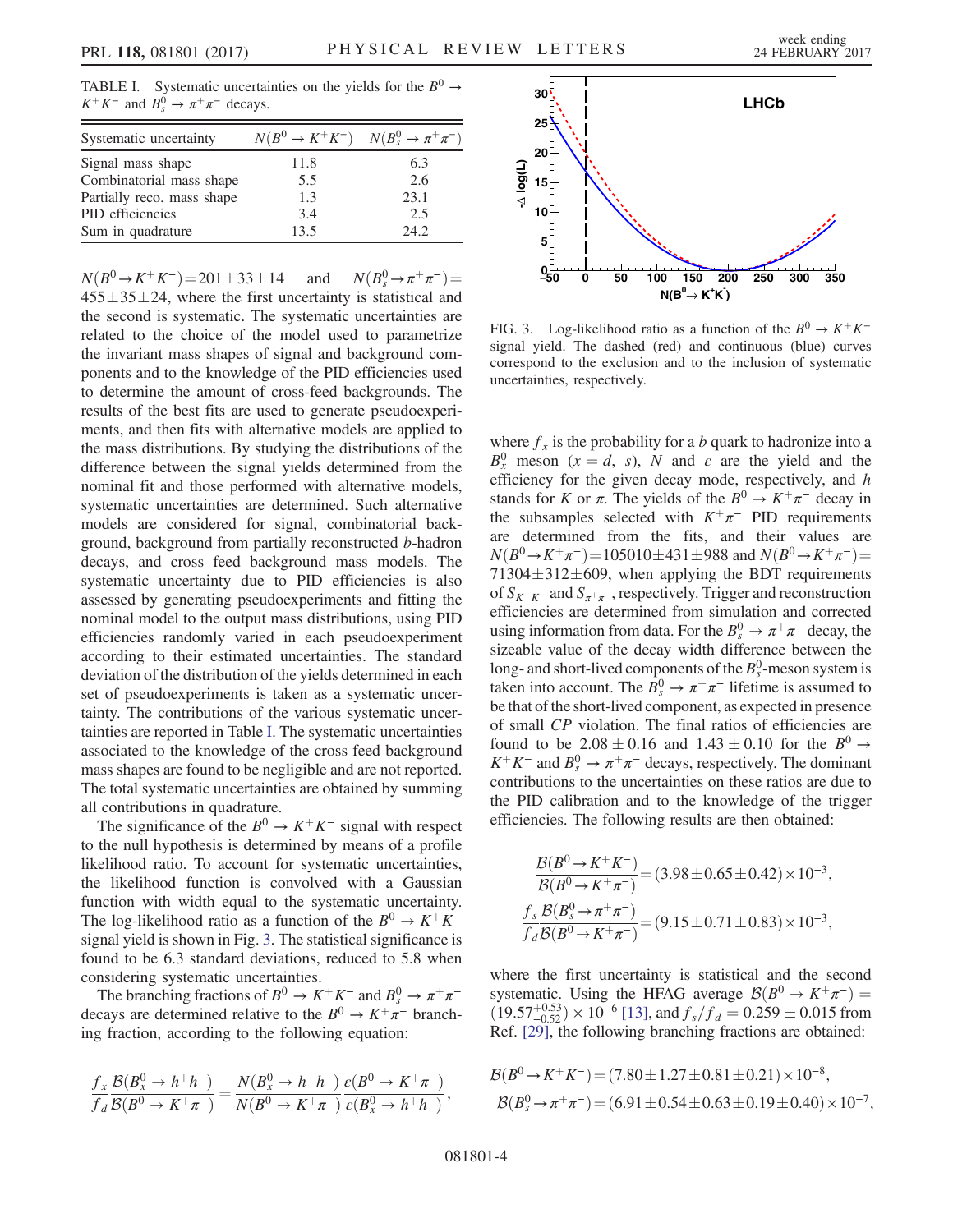TABLE I. Systematic uncertainties on the yields for the $B^0 \to K^+K^-$ and $B_s^0 \to \pi^+\pi^-$ decays.

| Systematic uncertainty | $N(B^0 \to K^+K^-)$ | $N(B_s^0 \to \pi^+\pi^-)$ |
|---|---|---|
| Signal mass shape | 11.8 | 6.3 |
| Combinatorial mass shape | 5.5 | 2.6 |
| Partially reco. mass shape | 1.3 | 23.1 |
| PID efficiencies | 3.4 | 2.5 |
| Sum in quadrature | 13.5 | 24.2 |

$N(B^0 \to K^+K^-) = 201 \pm 33 \pm 14$ and $N(B_s^0 \to \pi^+\pi^-) = 455 \pm 35 \pm 24$, where the first uncertainty is statistical and the second is systematic. The systematic uncertainties are related to the choice of the model used to parametrize the invariant mass shapes of signal and background components and to the knowledge of the PID efficiencies used to determine the amount of cross-feed backgrounds. The results of the best fits are used to generate pseudoexperiments, and then fits with alternative models are applied to the mass distributions. By studying the distributions of the difference between the signal yields determined from the nominal fit and those performed with alternative models, systematic uncertainties are determined. Such alternative models are considered for signal, combinatorial background, background from partially reconstructed $b$-hadron decays, and cross feed background mass models. The systematic uncertainty due to PID efficiencies is also assessed by generating pseudoexperiments and fitting the nominal model to the output mass distributions, using PID efficiencies randomly varied in each pseudoexperiment according to their estimated uncertainties. The standard deviation of the distribution of the yields determined in each set of pseudoexperiments is taken as a systematic uncertainty. The contributions of the various systematic uncertainties are reported in Table I. The systematic uncertainties associated to the knowledge of the cross feed background mass shapes are found to be negligible and are not reported. The total systematic uncertainties are obtained by summing all contributions in quadrature.

The significance of the $B^0 \to K^+K^-$ signal with respect to the null hypothesis is determined by means of a profile likelihood ratio. To account for systematic uncertainties, the likelihood function is convolved with a Gaussian function with width equal to the systematic uncertainty. The log-likelihood ratio as a function of the $B^0 \to K^+K^-$ signal yield is shown in Fig. 3. The statistical significance is found to be 6.3 standard deviations, reduced to 5.8 when considering systematic uncertainties.

The branching fractions of $B^0 \to K^+K^-$ and $B_s^0 \to \pi^+\pi^-$ decays are determined relative to the $B^0 \to K^+\pi^-$ branching fraction, according to the following equation:

$$\frac{f_x}{f_d}\frac{\mathcal{B}(B_x^0 \to h^+h^-)}{\mathcal{B}(B^0 \to K^+\pi^-)} = \frac{N(B_x^0 \to h^+h^-)}{N(B^0 \to K^+\pi^-)}\frac{\varepsilon(B^0 \to K^+\pi^-)}{\varepsilon(B_x^0 \to h^+h^-)},$$

FIG. 3. Log-likelihood ratio as a function of the $B^0 \to K^+K^-$ signal yield. The dashed (red) and continuous (blue) curves correspond to the exclusion and to the inclusion of systematic uncertainties, respectively.

where $f_x$ is the probability for a $b$ quark to hadronize into a $B_x^0$ meson ($x = d,\ s$), $N$ and $\varepsilon$ are the yield and the efficiency for the given decay mode, respectively, and $h$ stands for $K$ or $\pi$. The yields of the $B^0 \to K^+\pi^-$ decay in the subsamples selected with $K^+\pi^-$ PID requirements are determined from the fits, and their values are $N(B^0 \to K^+\pi^-) = 105010 \pm 431 \pm 988$ and $N(B^0 \to K^+\pi^-) = 71304 \pm 312 \pm 609$, when applying the BDT requirements of $S_{K^+K^-}$ and $S_{\pi^+\pi^-}$, respectively. Trigger and reconstruction efficiencies are determined from simulation and corrected using information from data. For the $B_s^0 \to \pi^+\pi^-$ decay, the sizeable value of the decay width difference between the long- and short-lived components of the $B_s^0$-meson system is taken into account. The $B_s^0 \to \pi^+\pi^-$ lifetime is assumed to be that of the short-lived component, as expected in presence of small $CP$ violation. The final ratios of efficiencies are found to be $2.08 \pm 0.16$ and $1.43 \pm 0.10$ for the $B^0 \to K^+K^-$ and $B_s^0 \to \pi^+\pi^-$ decays, respectively. The dominant contributions to the uncertainties on these ratios are due to the PID calibration and to the knowledge of the trigger efficiencies. The following results are then obtained:

$$\frac{\mathcal{B}(B^0 \to K^+K^-)}{\mathcal{B}(B^0 \to K^+\pi^-)} = (3.98 \pm 0.65 \pm 0.42) \times 10^{-3},$$
$$\frac{f_s}{f_d}\frac{\mathcal{B}(B_s^0 \to \pi^+\pi^-)}{\mathcal{B}(B^0 \to K^+\pi^-)} = (9.15 \pm 0.71 \pm 0.83) \times 10^{-3},$$

where the first uncertainty is statistical and the second systematic. Using the HFAG average $\mathcal{B}(B^0 \to K^+\pi^-) = (19.57^{+0.53}_{-0.52}) \times 10^{-6}$ [13], and $f_s/f_d = 0.259 \pm 0.015$ from Ref. [29], the following branching fractions are obtained:

$$\mathcal{B}(B^0 \to K^+K^-) = (7.80 \pm 1.27 \pm 0.81 \pm 0.21) \times 10^{-8},$$
$$\mathcal{B}(B_s^0 \to \pi^+\pi^-) = (6.91 \pm 0.54 \pm 0.63 \pm 0.19 \pm 0.40) \times 10^{-7},$$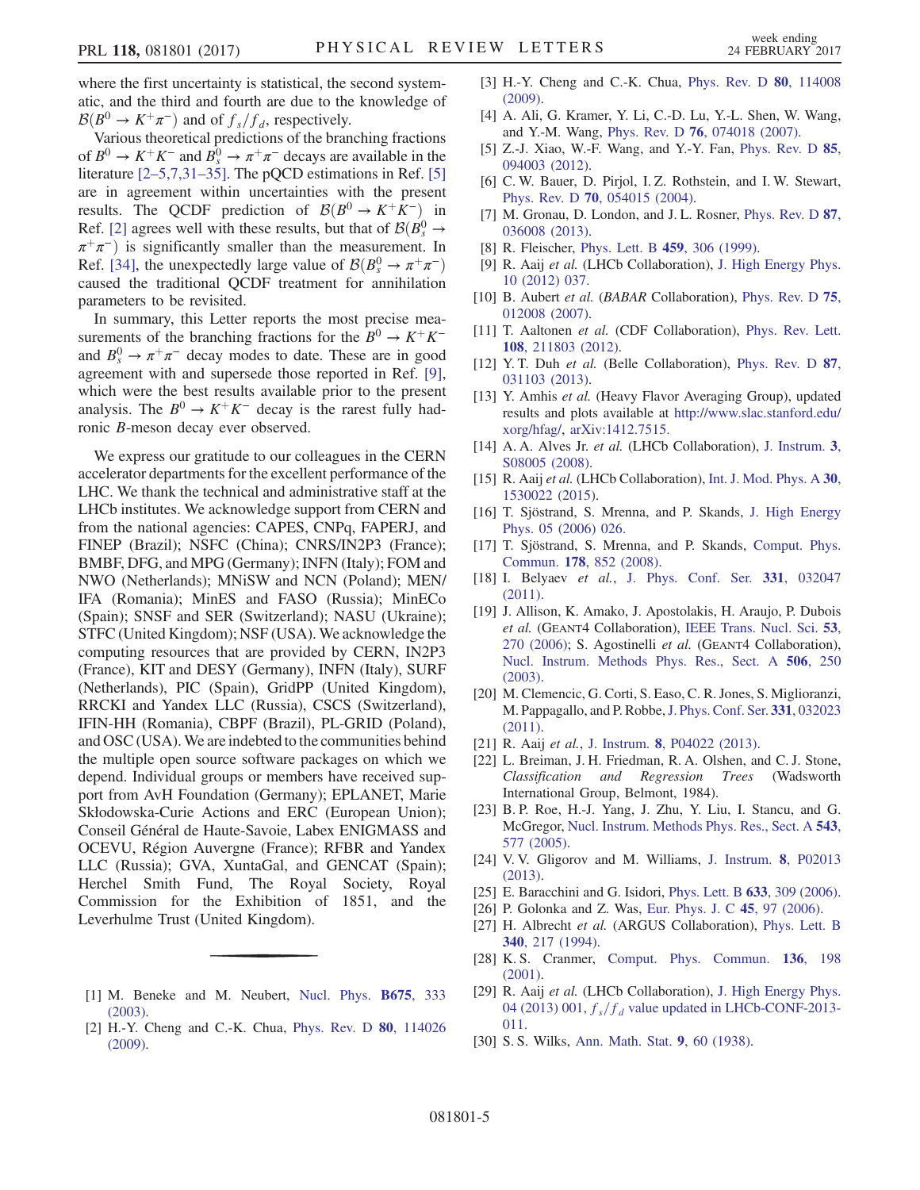where the first uncertainty is statistical, the second systematic, and the third and fourth are due to the knowledge of $\mathcal{B}(B^0 \to K^+\pi^-)$ and of $f_s/f_d$, respectively.

Various theoretical predictions of the branching fractions of $B^0 \to K^+K^-$ and $B_s^0 \to \pi^+\pi^-$ decays are available in the literature [2–5,7,31–35]. The pQCD estimations in Ref. [5] are in agreement within uncertainties with the present results. The QCDF prediction of $\mathcal{B}(B^0 \to K^+K^-)$ in Ref. [2] agrees well with these results, but that of $\mathcal{B}(B_s^0 \to \pi^+\pi^-)$ is significantly smaller than the measurement. In Ref. [34], the unexpectedly large value of $\mathcal{B}(B_s^0 \to \pi^+\pi^-)$ caused the traditional QCDF treatment for annihilation parameters to be revisited.

In summary, this Letter reports the most precise measurements of the branching fractions for the $B^0 \to K^+K^-$ and $B_s^0 \to \pi^+\pi^-$ decay modes to date. These are in good agreement with and supersede those reported in Ref. [9], which were the best results available prior to the present analysis. The $B^0 \to K^+K^-$ decay is the rarest fully hadronic $B$-meson decay ever observed.

We express our gratitude to our colleagues in the CERN accelerator departments for the excellent performance of the LHC. We thank the technical and administrative staff at the LHCb institutes. We acknowledge support from CERN and from the national agencies: CAPES, CNPq, FAPERJ, and FINEP (Brazil); NSFC (China); CNRS/IN2P3 (France); BMBF, DFG, and MPG (Germany); INFN (Italy); FOM and NWO (Netherlands); MNiSW and NCN (Poland); MEN/IFA (Romania); MinES and FASO (Russia); MinECo (Spain); SNSF and SER (Switzerland); NASU (Ukraine); STFC (United Kingdom); NSF (USA). We acknowledge the computing resources that are provided by CERN, IN2P3 (France), KIT and DESY (Germany), INFN (Italy), SURF (Netherlands), PIC (Spain), GridPP (United Kingdom), RRCKI and Yandex LLC (Russia), CSCS (Switzerland), IFIN-HH (Romania), CBPF (Brazil), PL-GRID (Poland), and OSC (USA). We are indebted to the communities behind the multiple open source software packages on which we depend. Individual groups or members have received support from AvH Foundation (Germany); EPLANET, Marie Skłodowska-Curie Actions and ERC (European Union); Conseil Général de Haute-Savoie, Labex ENIGMASS and OCEVU, Région Auvergne (France); RFBR and Yandex LLC (Russia); GVA, XuntaGal, and GENCAT (Spain); Herchel Smith Fund, The Royal Society, Royal Commission for the Exhibition of 1851, and the Leverhulme Trust (United Kingdom).

---

[1] M. Beneke and M. Neubert, Nucl. Phys. **B675**, 333 (2003).

[2] H.-Y. Cheng and C.-K. Chua, Phys. Rev. D **80**, 114026 (2009).

[3] H.-Y. Cheng and C.-K. Chua, Phys. Rev. D **80**, 114008 (2009).

[4] A. Ali, G. Kramer, Y. Li, C.-D. Lu, Y.-L. Shen, W. Wang, and Y.-M. Wang, Phys. Rev. D **76**, 074018 (2007).

[5] Z.-J. Xiao, W.-F. Wang, and Y.-Y. Fan, Phys. Rev. D **85**, 094003 (2012).

[6] C. W. Bauer, D. Pirjol, I. Z. Rothstein, and I. W. Stewart, Phys. Rev. D **70**, 054015 (2004).

[7] M. Gronau, D. London, and J. L. Rosner, Phys. Rev. D **87**, 036008 (2013).

[8] R. Fleischer, Phys. Lett. B **459**, 306 (1999).

[9] R. Aaij *et al.* (LHCb Collaboration), J. High Energy Phys. 10 (2012) 037.

[10] B. Aubert *et al.* (*BABAR* Collaboration), Phys. Rev. D **75**, 012008 (2007).

[11] T. Aaltonen *et al.* (CDF Collaboration), Phys. Rev. Lett. **108**, 211803 (2012).

[12] Y. T. Duh *et al.* (Belle Collaboration), Phys. Rev. D **87**, 031103 (2013).

[13] Y. Amhis *et al.* (Heavy Flavor Averaging Group), updated results and plots available at http://www.slac.stanford.edu/xorg/hfag/, arXiv:1412.7515.

[14] A. A. Alves Jr. *et al.* (LHCb Collaboration), J. Instrum. **3**, S08005 (2008).

[15] R. Aaij *et al.* (LHCb Collaboration), Int. J. Mod. Phys. A **30**, 1530022 (2015).

[16] T. Sjöstrand, S. Mrenna, and P. Skands, J. High Energy Phys. 05 (2006) 026.

[17] T. Sjöstrand, S. Mrenna, and P. Skands, Comput. Phys. Commun. **178**, 852 (2008).

[18] I. Belyaev *et al.*, J. Phys. Conf. Ser. **331**, 032047 (2011).

[19] J. Allison, K. Amako, J. Apostolakis, H. Araujo, P. Dubois *et al.* (GEANT4 Collaboration), IEEE Trans. Nucl. Sci. **53**, 270 (2006); S. Agostinelli *et al.* (GEANT4 Collaboration), Nucl. Instrum. Methods Phys. Res., Sect. A **506**, 250 (2003).

[20] M. Clemencic, G. Corti, S. Easo, C. R. Jones, S. Miglioranzi, M. Pappagallo, and P. Robbe, J. Phys. Conf. Ser. **331**, 032023 (2011).

[21] R. Aaij *et al.*, J. Instrum. **8**, P04022 (2013).

[22] L. Breiman, J. H. Friedman, R. A. Olshen, and C. J. Stone, *Classification and Regression Trees* (Wadsworth International Group, Belmont, 1984).

[23] B. P. Roe, H.-J. Yang, J. Zhu, Y. Liu, I. Stancu, and G. McGregor, Nucl. Instrum. Methods Phys. Res., Sect. A **543**, 577 (2005).

[24] V. V. Gligorov and M. Williams, J. Instrum. **8**, P02013 (2013).

[25] E. Baracchini and G. Isidori, Phys. Lett. B **633**, 309 (2006).

[26] P. Golonka and Z. Was, Eur. Phys. J. C **45**, 97 (2006).

[27] H. Albrecht *et al.* (ARGUS Collaboration), Phys. Lett. B **340**, 217 (1994).

[28] K. S. Cranmer, Comput. Phys. Commun. **136**, 198 (2001).

[29] R. Aaij *et al.* (LHCb Collaboration), J. High Energy Phys. 04 (2013) 001, $f_s/f_d$ value updated in LHCb-CONF-2013-011.

[30] S. S. Wilks, Ann. Math. Stat. **9**, 60 (1938).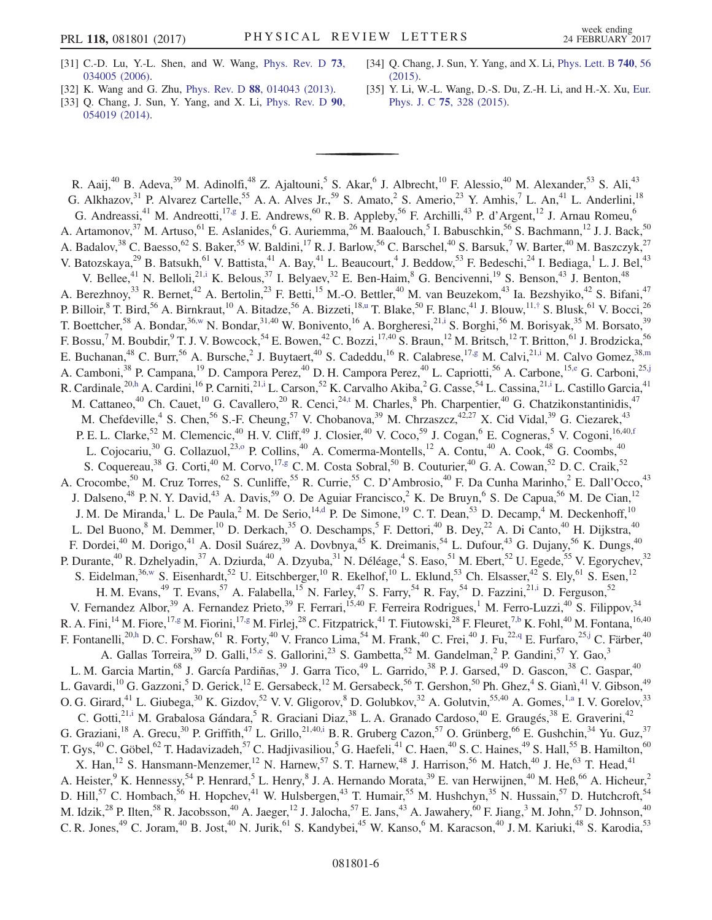[31] C.-D. Lu, Y.-L. Shen, and W. Wang, Phys. Rev. D **73**, 034005 (2006).

[32] K. Wang and G. Zhu, Phys. Rev. D **88**, 014043 (2013).

[33] Q. Chang, J. Sun, Y. Yang, and X. Li, Phys. Rev. D **90**, 054019 (2014).

[34] Q. Chang, J. Sun, Y. Yang, and X. Li, Phys. Lett. B **740**, 56 (2015).

[35] Y. Li, W.-L. Wang, D.-S. Du, Z.-H. Li, and H.-X. Xu, Eur. Phys. J. C **75**, 328 (2015).

---

R. Aaij,[40] B. Adeva,[39] M. Adinolfi,[48] Z. Ajaltouni,[5] S. Akar,[6] J. Albrecht,[10] F. Alessio,[40] M. Alexander,[53] S. Ali,[43] G. Alkhazov,[31] P. Alvarez Cartelle,[55] A. A. Alves Jr.,[59] S. Amato,[2] S. Amerio,[23] Y. Amhis,[7] L. An,[41] L. Anderlini,[18] G. Andreassi,[41] M. Andreotti,[17,g] J. E. Andrews,[60] R. B. Appleby,[56] F. Archilli,[43] P. d'Argent,[12] J. Arnau Romeu,[6] A. Artamonov,[37] M. Artuso,[61] E. Aslanides,[6] G. Auriemma,[26] M. Baalouch,[5] I. Babuschkin,[56] S. Bachmann,[12] J. J. Back,[50] A. Badalov,[38] C. Baesso,[62] S. Baker,[55] W. Baldini,[17] R. J. Barlow,[56] C. Barschel,[40] S. Barsuk,[7] W. Barter,[40] M. Baszczyk,[27] V. Batozskaya,[29] B. Batsukh,[61] V. Battista,[41] A. Bay,[41] L. Beaucourt,[4] J. Beddow,[53] F. Bedeschi,[24] I. Bediaga,[1] L. J. Bel,[43] V. Bellee,[41] N. Belloli,[21,i] K. Belous,[37] I. Belyaev,[32] E. Ben-Haim,[8] G. Bencivenni,[19] S. Benson,[43] J. Benton,[48] A. Berezhnoy,[33] R. Bernet,[42] A. Bertolin,[23] F. Betti,[15] M.-O. Bettler,[40] M. van Beuzekom,[43] Ia. Bezshyiko,[42] S. Bifani,[47] P. Billoir,[8] T. Bird,[56] A. Birnkraut,[10] A. Bitadze,[56] A. Bizzeti,[18,u] T. Blake,[50] F. Blanc,[41] J. Blouw,[11,†] S. Blusk,[61] V. Bocci,[26] T. Boettcher,[58] A. Bondar,[36,w] N. Bondar,[31,40] W. Bonivento,[16] A. Borgheresi,[21,i] S. Borghi,[56] M. Borisyak,[35] M. Borsato,[39] F. Bossu,[7] M. Boubdir,[9] T. J. V. Bowcock,[54] E. Bowen,[42] C. Bozzi,[17,40] S. Braun,[12] M. Britsch,[12] T. Britton,[61] J. Brodzicka,[56] E. Buchanan,[48] C. Burr,[56] A. Bursche,[2] J. Buytaert,[40] S. Cadeddu,[16] R. Calabrese,[17,g] M. Calvi,[21,i] M. Calvo Gomez,[38,m] A. Camboni,[38] P. Campana,[19] D. Campora Perez,[40] D. H. Campora Perez,[40] L. Capriotti,[56] A. Carbone,[15,e] G. Carboni,[25,j] R. Cardinale,[20,h] A. Cardini,[16] P. Carniti,[21,i] L. Carson,[52] K. Carvalho Akiba,[2] G. Casse,[54] L. Cassina,[21,i] L. Castillo Garcia,[41] M. Cattaneo,[40] Ch. Cauet,[10] G. Cavallero,[20] R. Cenci,[24,t] M. Charles,[8] Ph. Charpentier,[40] G. Chatzikonstantinidis,[47] M. Chefdeville,[4] S. Chen,[56] S.-F. Cheung,[57] V. Chobanova,[39] M. Chrzaszcz,[42,27] X. Cid Vidal,[39] G. Ciezarek,[43] P. E. L. Clarke,[52] M. Clemencic,[40] H. V. Cliff,[49] J. Closier,[40] V. Coco,[59] J. Cogan,[6] E. Cogneras,[5] V. Cogoni,[16,40,f] L. Cojocariu,[30] G. Collazuol,[23,o] P. Collins,[40] A. Comerma-Montells,[12] A. Contu,[40] A. Cook,[48] G. Coombs,[40] S. Coquereau,[38] G. Corti,[40] M. Corvo,[17,g] C. M. Costa Sobral,[50] B. Couturier,[40] G. A. Cowan,[52] D. C. Craik,[52] A. Crocombe,[50] M. Cruz Torres,[62] S. Cunliffe,[55] R. Currie,[55] C. D'Ambrosio,[40] F. Da Cunha Marinho,[2] E. Dall'Occo,[43] J. Dalseno,[48] P. N. Y. David,[43] A. Davis,[59] O. De Aguiar Francisco,[2] K. De Bruyn,[6] S. De Capua,[56] M. De Cian,[12] J. M. De Miranda,[1] L. De Paula,[2] M. De Serio,[14,d] P. De Simone,[19] C. T. Dean,[53] D. Decamp,[4] M. Deckenhoff,[10] L. Del Buono,[8] M. Demmer,[10] D. Derkach,[35] O. Deschamps,[5] F. Dettori,[40] B. Dey,[22] A. Di Canto,[40] H. Dijkstra,[40] F. Dordei,[40] M. Dorigo,[41] A. Dosil Suárez,[39] A. Dovbnya,[45] K. Dreimanis,[54] L. Dufour,[43] G. Dujany,[56] K. Dungs,[40] P. Durante,[40] R. Dzhelyadin,[37] A. Dziurda,[40] A. Dzyuba,[31] N. Déléage,[4] S. Easo,[51] M. Ebert,[52] U. Egede,[55] V. Egorychev,[32] S. Eidelman,[36,w] S. Eisenhardt,[52] U. Eitschberger,[10] R. Ekelhof,[10] L. Eklund,[53] Ch. Elsasser,[42] S. Ely,[61] S. Esen,[12] H. M. Evans,[49] T. Evans,[57] A. Falabella,[15] N. Farley,[47] S. Farry,[54] R. Fay,[54] D. Fazzini,[21,i] D. Ferguson,[52] V. Fernandez Albor,[39] A. Fernandez Prieto,[39] F. Ferrari,[15,40] F. Ferreira Rodrigues,[1] M. Ferro-Luzzi,[40] S. Filippov,[34] R. A. Fini,[14] M. Fiore,[17,g] M. Fiorini,[17,g] M. Firlej,[28] C. Fitzpatrick,[41] T. Fiutowski,[28] F. Fleuret,[7,b] K. Fohl,[40] M. Fontana,[16,40] F. Fontanelli,[20,h] D. C. Forshaw,[61] R. Forty,[40] V. Franco Lima,[54] M. Frank,[40] C. Frei,[40] J. Fu,[22,q] E. Furfaro,[25,j] C. Färber,[40] A. Gallas Torreira,[39] D. Galli,[15,e] S. Gallorini,[23] S. Gambetta,[52] M. Gandelman,[2] P. Gandini,[57] Y. Gao,[3] L. M. Garcia Martin,[68] J. García Pardiñas,[39] J. Garra Tico,[49] L. Garrido,[38] P. J. Garsed,[49] D. Gascon,[38] C. Gaspar,[40] L. Gavardi,[10] G. Gazzoni,[5] D. Gerick,[12] E. Gersabeck,[12] M. Gersabeck,[56] T. Gershon,[50] Ph. Ghez,[4] S. Gianì,[41] V. Gibson,[49] O. G. Girard,[41] L. Giubega,[30] K. Gizdov,[52] V. V. Gligorov,[8] D. Golubkov,[32] A. Golutvin,[55,40] A. Gomes,[1,a] I. V. Gorelov,[33] C. Gotti,[21,i] M. Grabalosa Gándara,[5] R. Graciani Diaz,[38] L. A. Granado Cardoso,[40] E. Graugés,[38] E. Graverini,[42] G. Graziani,[18] A. Grecu,[30] P. Griffith,[47] L. Grillo,[21,40,i] B. R. Gruberg Cazon,[57] O. Grünberg,[66] E. Gushchin,[34] Yu. Guz,[37] T. Gys,[40] C. Göbel,[62] T. Hadavizadeh,[57] C. Hadjivasiliou,[5] G. Haefeli,[41] C. Haen,[40] S. C. Haines,[49] S. Hall,[55] B. Hamilton,[60] X. Han,[12] S. Hansmann-Menzemer,[12] N. Harnew,[57] S. T. Harnew,[48] J. Harrison,[56] M. Hatch,[40] J. He,[63] T. Head,[41] A. Heister,[9] K. Hennessy,[54] P. Henrard,[5] L. Henry,[8] J. A. Hernando Morata,[39] E. van Herwijnen,[40] M. Heß,[66] A. Hicheur,[2] D. Hill,[57] C. Hombach,[56] H. Hopchev,[41] W. Hulsbergen,[43] T. Humair,[55] M. Hushchyn,[35] N. Hussain,[57] D. Hutchcroft,[54] M. Idzik,[28] P. Ilten,[58] R. Jacobsson,[40] A. Jaeger,[12] J. Jalocha,[57] E. Jans,[43] A. Jawahery,[60] F. Jiang,[3] M. John,[57] D. Johnson,[40] C. R. Jones,[49] C. Joram,[40] B. Jost,[40] N. Jurik,[61] S. Kandybei,[45] W. Kanso,[6] M. Karacson,[40] J. M. Kariuki,[48] S. Karodia,[53]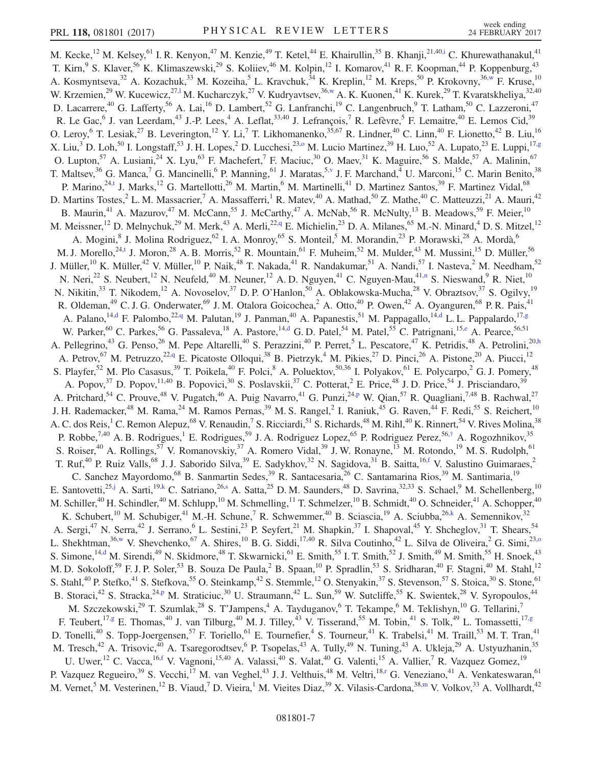M. Kecke,[12] M. Kelsey,[61] I. R. Kenyon,[47] M. Kenzie,[49] T. Ketel,[44] E. Khairullin,[35] B. Khanji,[21,40,i] C. Khurewathanakul,[41] T. Kirn,[9] S. Klaver,[56] K. Klimaszewski,[29] S. Koliiev,[46] M. Kolpin,[12] I. Komarov,[41] R. F. Koopman,[44] P. Koppenburg,[43] A. Kosmyntseva,[32] A. Kozachuk,[33] M. Kozeiha,[5] L. Kravchuk,[34] K. Kreplin,[12] M. Kreps,[50] P. Krokovny,[36,w] F. Kruse,[10] W. Krzemien,[29] W. Kucewicz,[27,l] M. Kucharczyk,[27] V. Kudryavtsev,[36,w] A. K. Kuonen,[41] K. Kurek,[29] T. Kvaratskheliya,[32,40] D. Lacarrere,[40] G. Lafferty,[56] A. Lai,[16] D. Lambert,[52] G. Lanfranchi,[19] C. Langenbruch,[9] T. Latham,[50] C. Lazzeroni,[47] R. Le Gac,[6] J. van Leerdam,[43] J.-P. Lees,[4] A. Leflat,[33,40] J. Lefrançois,[7] R. Lefèvre,[5] F. Lemaitre,[40] E. Lemos Cid,[39] O. Leroy,[6] T. Lesiak,[27] B. Leverington,[12] Y. Li,[7] T. Likhomanenko,[35,67] R. Lindner,[40] C. Linn,[40] F. Lionetto,[42] B. Liu,[16] X. Liu,[3] D. Loh,[50] I. Longstaff,[53] J. H. Lopes,[2] D. Lucchesi,[23,o] M. Lucio Martinez,[39] H. Luo,[52] A. Lupato,[23] E. Luppi,[17,g] O. Lupton,[57] A. Lusiani,[24] X. Lyu,[63] F. Machefert,[7] F. Maciuc,[30] O. Maev,[31] K. Maguire,[56] S. Malde,[57] A. Malinin,[67] T. Maltsev,[36] G. Manca,[7] G. Mancinelli,[6] P. Manning,[61] J. Maratas,[5,v] J. F. Marchand,[4] U. Marconi,[15] C. Marin Benito,[38] P. Marino,[24,t] J. Marks,[12] G. Martellotti,[26] M. Martin,[6] M. Martinelli,[41] D. Martinez Santos,[39] F. Martinez Vidal,[68] D. Martins Tostes,[2] L. M. Massacrier,[7] A. Massafferri,[1] R. Matev,[40] A. Mathad,[50] Z. Mathe,[40] C. Matteuzzi,[21] A. Mauri,[42] B. Maurin,[41] A. Mazurov,[47] M. McCann,[55] J. McCarthy,[47] A. McNab,[56] R. McNulty,[13] B. Meadows,[59] F. Meier,[10] M. Meissner,[12] D. Melnychuk,[29] M. Merk,[43] A. Merli,[22,q] E. Michielin,[23] D. A. Milanes,[65] M.-N. Minard,[4] D. S. Mitzel,[12] A. Mogini,[8] J. Molina Rodriguez,[62] I. A. Monroy,[65] S. Monteil,[5] M. Morandin,[23] P. Morawski,[28] A. Mordà,[6] M. J. Morello,[24,t] J. Moron,[28] A. B. Morris,[52] R. Mountain,[61] F. Muheim,[52] M. Mulder,[43] M. Mussini,[15] D. Müller,[56] J. Müller,[10] K. Müller,[42] V. Müller,[10] P. Naik,[48] T. Nakada,[41] R. Nandakumar,[51] A. Nandi,[57] I. Nasteva,[2] M. Needham,[52] N. Neri,[22] S. Neubert,[12] N. Neufeld,[40] M. Neuner,[12] A. D. Nguyen,[41] C. Nguyen-Mau,[41,n] S. Nieswand,[9] R. Niet,[10] N. Nikitin,[33] T. Nikodem,[12] A. Novoselov,[37] D. P. O'Hanlon,[50] A. Oblakowska-Mucha,[28] V. Obraztsov,[37] S. Ogilvy,[19] R. Oldeman,[49] C. J. G. Onderwater,[69] J. M. Otalora Goicochea,[2] A. Otto,[40] P. Owen,[42] A. Oyanguren,[68] P. R. Pais,[41] A. Palano,[14,d] F. Palombo,[22,q] M. Palutan,[19] J. Panman,[40] A. Papanestis,[51] M. Pappagallo,[14,d] L. L. Pappalardo,[17,g] W. Parker,[60] C. Parkes,[56] G. Passaleva,[18] A. Pastore,[14,d] G. D. Patel,[54] M. Patel,[55] C. Patrignani,[15,e] A. Pearce,[56,51] A. Pellegrino,[43] G. Penso,[26] M. Pepe Altarelli,[40] S. Perazzini,[40] P. Perret,[5] L. Pescatore,[47] K. Petridis,[48] A. Petrolini,[20,h] A. Petrov,[67] M. Petruzzo,[22,q] E. Picatoste Olloqui,[38] B. Pietrzyk,[4] M. Pikies,[27] D. Pinci,[26] A. Pistone,[20] A. Piucci,[12] S. Playfer,[52] M. Plo Casasus,[39] T. Poikela,[40] F. Polci,[8] A. Poluektov,[50,36] I. Polyakov,[61] E. Polycarpo,[2] G. J. Pomery,[48] A. Popov,[37] D. Popov,[11,40] B. Popovici,[30] S. Poslavskii,[37] C. Potterat,[2] E. Price,[48] J. D. Price,[54] J. Prisciandaro,[39] A. Pritchard,[54] C. Prouve,[48] V. Pugatch,[46] A. Puig Navarro,[41] G. Punzi,[24,p] W. Qian,[57] R. Quagliani,[7,48] B. Rachwal,[27] J. H. Rademacker,[48] M. Rama,[24] M. Ramos Pernas,[39] M. S. Rangel,[2] I. Raniuk,[45] G. Raven,[44] F. Redi,[55] S. Reichert,[10] A. C. dos Reis,[1] C. Remon Alepuz,[68] V. Renaudin,[7] S. Ricciardi,[51] S. Richards,[48] M. Rihl,[40] K. Rinnert,[54] V. Rives Molina,[38] P. Robbe,[7,40] A. B. Rodrigues,[1] E. Rodrigues,[59] J. A. Rodriguez Lopez,[65] P. Rodriguez Perez,[56,†] A. Rogozhnikov,[35] S. Roiser,[40] A. Rollings,[57] V. Romanovskiy,[37] A. Romero Vidal,[39] J. W. Ronayne,[13] M. Rotondo,[19] M. S. Rudolph,[61] T. Ruf,[40] P. Ruiz Valls,[68] J. J. Saborido Silva,[39] E. Sadykhov,[32] N. Sagidova,[31] B. Saitta,[16,f] V. Salustino Guimaraes,[2] C. Sanchez Mayordomo,[68] B. Sanmartin Sedes,[39] R. Santacesaria,[26] C. Santamarina Rios,[39] M. Santimaria,[19] E. Santovetti,[25,j] A. Sarti,[19,k] C. Satriano,[26,s] A. Satta,[25] D. M. Saunders,[48] D. Savrina,[32,33] S. Schael,[9] M. Schellenberg,[10] M. Schiller,[40] H. Schindler,[40] M. Schlupp,[10] M. Schmelling,[11] T. Schmelzer,[10] B. Schmidt,[40] O. Schneider,[41] A. Schopper,[40] K. Schubert,[10] M. Schubiger,[41] M.-H. Schune,[7] R. Schwemmer,[40] B. Sciascia,[19] A. Sciubba,[26,k] A. Semennikov,[32] A. Sergi,[47] N. Serra,[42] J. Serrano,[6] L. Sestini,[23] P. Seyfert,[21] M. Shapkin,[37] I. Shapoval,[45] Y. Shcheglov,[31] T. Shears,[54] L. Shekhtman,[36,w] V. Shevchenko,[67] A. Shires,[10] B. G. Siddi,[17,40] R. Silva Coutinho,[42] L. Silva de Oliveira,[2] G. Simi,[23,o] S. Simone,[14,d] M. Sirendi,[49] N. Skidmore,[48] T. Skwarnicki,[61] E. Smith,[55] I. T. Smith,[52] J. Smith,[49] M. Smith,[55] H. Snoek,[43] M. D. Sokoloff,[59] F. J. P. Soler,[53] B. Souza De Paula,[2] B. Spaan,[10] P. Spradlin,[53] S. Sridharan,[40] F. Stagni,[40] M. Stahl,[12] S. Stahl,[40] P. Stefko,[41] S. Stefkova,[55] O. Steinkamp,[42] S. Stemmle,[12] O. Stenyakin,[37] S. Stevenson,[57] S. Stoica,[30] S. Stone,[61] B. Storaci,[42] S. Stracka,[24,p] M. Straticiuc,[30] U. Straumann,[42] L. Sun,[59] W. Sutcliffe,[55] K. Swientek,[28] V. Syropoulos,[44] M. Szczekowski,[29] T. Szumlak,[28] S. T'Jampens,[4] A. Tayduganov,[6] T. Tekampe,[10] M. Teklishyn,[10] G. Tellarini,[7] F. Teubert,[17,g] E. Thomas,[40] J. van Tilburg,[40] M. J. Tilley,[43] V. Tisserand,[55] M. Tobin,[41] S. Tolk,[49] L. Tomassetti,[17,g] D. Tonelli,[40] S. Topp-Joergensen,[57] F. Toriello,[61] E. Tournefier,[4] S. Tourneur,[41] K. Trabelsi,[41] M. Traill,[53] M. T. Tran,[41] M. Tresch,[42] A. Trisovic,[40] A. Tsaregorodtsev,[6] P. Tsopelas,[43] A. Tully,[49] N. Tuning,[43] A. Ukleja,[29] A. Ustyuzhanin,[35] U. Uwer,[12] C. Vacca,[16,f] V. Vagnoni,[15,40] A. Valassi,[40] S. Valat,[40] G. Valenti,[15] A. Vallier,[7] R. Vazquez Gomez,[19] P. Vazquez Regueiro,[39] S. Vecchi,[17] M. van Veghel,[43] J. J. Velthuis,[48] M. Veltri,[18,r] G. Veneziano,[41] A. Venkateswaran,[61] M. Vernet,[5] M. Vesterinen,[12] B. Viaud,[7] D. Vieira,[1] M. Vieites Diaz,[39] X. Vilasis-Cardona,[38,m] V. Volkov,[33] A. Vollhardt,[42]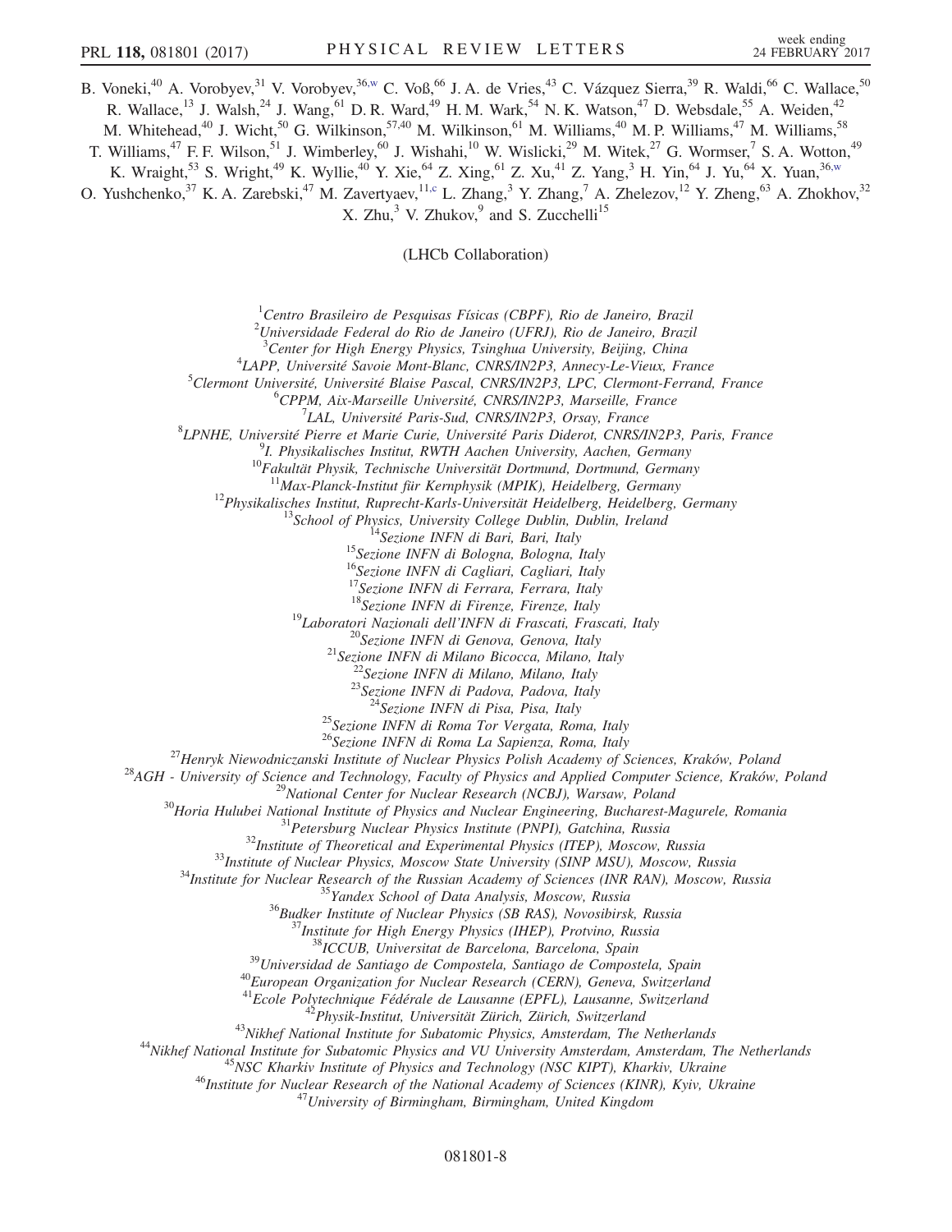B. Voneki,[40] A. Vorobyev,[31] V. Vorobyev,[36,w] C. Voß,[66] J. A. de Vries,[43] C. Vázquez Sierra,[39] R. Waldi,[66] C. Wallace,[50] R. Wallace,[13] J. Walsh,[24] J. Wang,[61] D. R. Ward,[49] H. M. Wark,[54] N. K. Watson,[47] D. Websdale,[55] A. Weiden,[42] M. Whitehead,[40] J. Wicht,[50] G. Wilkinson,[57,40] M. Wilkinson,[61] M. Williams,[40] M. P. Williams,[47] M. Williams,[58] T. Williams,[47] F. F. Wilson,[51] J. Wimberley,[60] J. Wishahi,[10] W. Wislicki,[29] M. Witek,[27] G. Wormser,[7] S. A. Wotton,[49] K. Wraight,[53] S. Wright,[49] K. Wyllie,[40] Y. Xie,[64] Z. Xing,[61] Z. Xu,[41] Z. Yang,[3] H. Yin,[64] J. Yu,[64] X. Yuan,[36,w] O. Yushchenko,[37] K. A. Zarebski,[47] M. Zavertyaev,[11,c] L. Zhang,[3] Y. Zhang,[7] A. Zhelezov,[12] Y. Zheng,[63] A. Zhokhov,[32] X. Zhu,[3] V. Zhukov,[9] and S. Zucchelli[15]

(LHCb Collaboration)

[1] *Centro Brasileiro de Pesquisas Físicas (CBPF), Rio de Janeiro, Brazil*
[2] *Universidade Federal do Rio de Janeiro (UFRJ), Rio de Janeiro, Brazil*
[3] *Center for High Energy Physics, Tsinghua University, Beijing, China*
[4] *LAPP, Université Savoie Mont-Blanc, CNRS/IN2P3, Annecy-Le-Vieux, France*
[5] *Clermont Université, Université Blaise Pascal, CNRS/IN2P3, LPC, Clermont-Ferrand, France*
[6] *CPPM, Aix-Marseille Université, CNRS/IN2P3, Marseille, France*
[7] *LAL, Université Paris-Sud, CNRS/IN2P3, Orsay, France*
[8] *LPNHE, Université Pierre et Marie Curie, Université Paris Diderot, CNRS/IN2P3, Paris, France*
[9] *I. Physikalisches Institut, RWTH Aachen University, Aachen, Germany*
[10] *Fakultät Physik, Technische Universität Dortmund, Dortmund, Germany*
[11] *Max-Planck-Institut für Kernphysik (MPIK), Heidelberg, Germany*
[12] *Physikalisches Institut, Ruprecht-Karls-Universität Heidelberg, Heidelberg, Germany*
[13] *School of Physics, University College Dublin, Dublin, Ireland*
[14] *Sezione INFN di Bari, Bari, Italy*
[15] *Sezione INFN di Bologna, Bologna, Italy*
[16] *Sezione INFN di Cagliari, Cagliari, Italy*
[17] *Sezione INFN di Ferrara, Ferrara, Italy*
[18] *Sezione INFN di Firenze, Firenze, Italy*
[19] *Laboratori Nazionali dell'INFN di Frascati, Frascati, Italy*
[20] *Sezione INFN di Genova, Genova, Italy*
[21] *Sezione INFN di Milano Bicocca, Milano, Italy*
[22] *Sezione INFN di Milano, Milano, Italy*
[23] *Sezione INFN di Padova, Padova, Italy*
[24] *Sezione INFN di Pisa, Pisa, Italy*
[25] *Sezione INFN di Roma Tor Vergata, Roma, Italy*
[26] *Sezione INFN di Roma La Sapienza, Roma, Italy*
[27] *Henryk Niewodniczanski Institute of Nuclear Physics Polish Academy of Sciences, Kraków, Poland*
[28] *AGH - University of Science and Technology, Faculty of Physics and Applied Computer Science, Kraków, Poland*
[29] *National Center for Nuclear Research (NCBJ), Warsaw, Poland*
[30] *Horia Hulubei National Institute of Physics and Nuclear Engineering, Bucharest-Magurele, Romania*
[31] *Petersburg Nuclear Physics Institute (PNPI), Gatchina, Russia*
[32] *Institute of Theoretical and Experimental Physics (ITEP), Moscow, Russia*
[33] *Institute of Nuclear Physics, Moscow State University (SINP MSU), Moscow, Russia*
[34] *Institute for Nuclear Research of the Russian Academy of Sciences (INR RAN), Moscow, Russia*
[35] *Yandex School of Data Analysis, Moscow, Russia*
[36] *Budker Institute of Nuclear Physics (SB RAS), Novosibirsk, Russia*
[37] *Institute for High Energy Physics (IHEP), Protvino, Russia*
[38] *ICCUB, Universitat de Barcelona, Barcelona, Spain*
[39] *Universidad de Santiago de Compostela, Santiago de Compostela, Spain*
[40] *European Organization for Nuclear Research (CERN), Geneva, Switzerland*
[41] *Ecole Polytechnique Fédérale de Lausanne (EPFL), Lausanne, Switzerland*
[42] *Physik-Institut, Universität Zürich, Zürich, Switzerland*
[43] *Nikhef National Institute for Subatomic Physics, Amsterdam, The Netherlands*
[44] *Nikhef National Institute for Subatomic Physics and VU University Amsterdam, Amsterdam, The Netherlands*
[45] *NSC Kharkiv Institute of Physics and Technology (NSC KIPT), Kharkiv, Ukraine*
[46] *Institute for Nuclear Research of the National Academy of Sciences (KINR), Kyiv, Ukraine*
[47] *University of Birmingham, Birmingham, United Kingdom*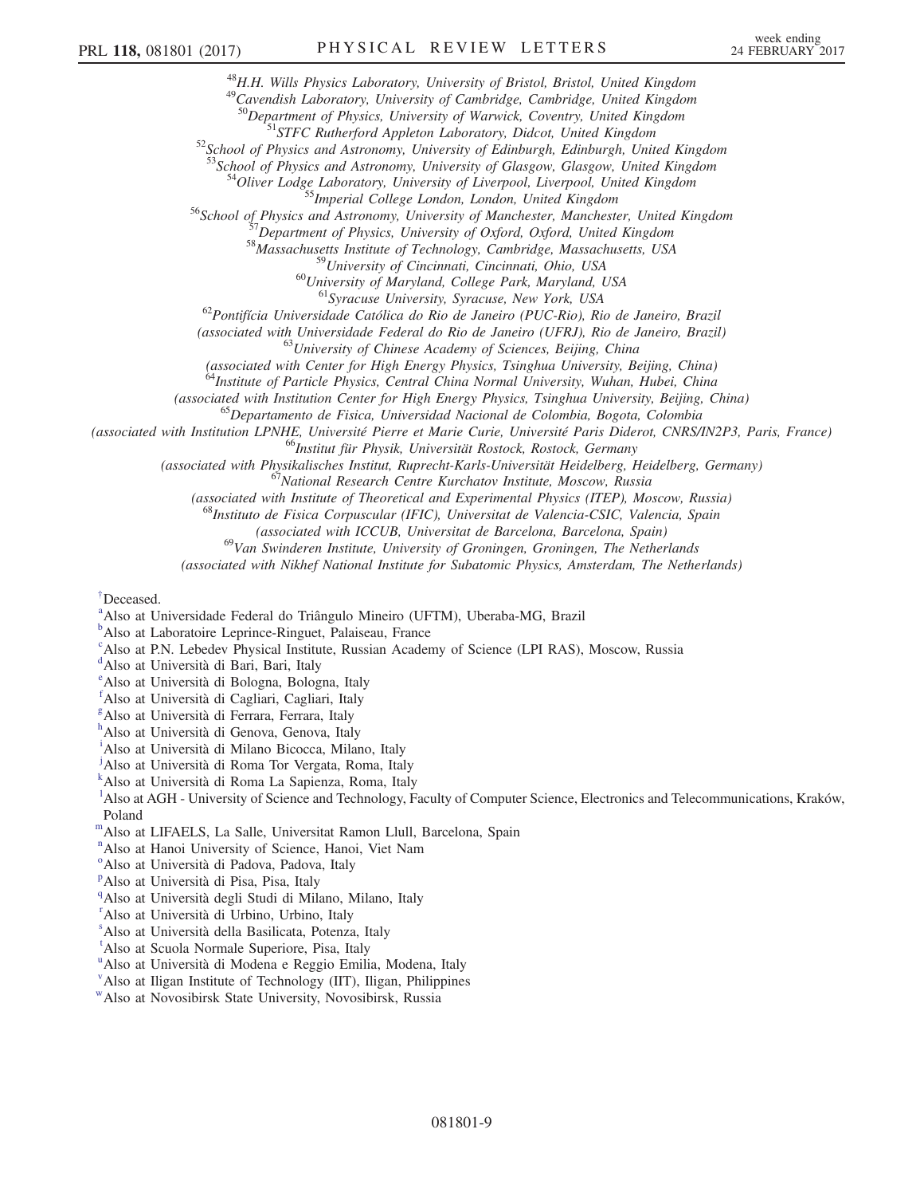[48]H.H. Wills Physics Laboratory, University of Bristol, Bristol, United Kingdom
[49]Cavendish Laboratory, University of Cambridge, Cambridge, United Kingdom
[50]Department of Physics, University of Warwick, Coventry, United Kingdom
[51]STFC Rutherford Appleton Laboratory, Didcot, United Kingdom
[52]School of Physics and Astronomy, University of Edinburgh, Edinburgh, United Kingdom
[53]School of Physics and Astronomy, University of Glasgow, Glasgow, United Kingdom
[54]Oliver Lodge Laboratory, University of Liverpool, Liverpool, United Kingdom
[55]Imperial College London, London, United Kingdom
[56]School of Physics and Astronomy, University of Manchester, Manchester, United Kingdom
[57]Department of Physics, University of Oxford, Oxford, United Kingdom
[58]Massachusetts Institute of Technology, Cambridge, Massachusetts, USA
[59]University of Cincinnati, Cincinnati, Ohio, USA
[60]University of Maryland, College Park, Maryland, USA
[61]Syracuse University, Syracuse, New York, USA
[62]Pontifícia Universidade Católica do Rio de Janeiro (PUC-Rio), Rio de Janeiro, Brazil
(associated with Universidade Federal do Rio de Janeiro (UFRJ), Rio de Janeiro, Brazil)
[63]University of Chinese Academy of Sciences, Beijing, China
(associated with Center for High Energy Physics, Tsinghua University, Beijing, China)
[64]Institute of Particle Physics, Central China Normal University, Wuhan, Hubei, China
(associated with Institution Center for High Energy Physics, Tsinghua University, Beijing, China)
[65]Departamento de Fisica, Universidad Nacional de Colombia, Bogota, Colombia
(associated with Institution LPNHE, Université Pierre et Marie Curie, Université Paris Diderot, CNRS/IN2P3, Paris, France)
[66]Institut für Physik, Universität Rostock, Rostock, Germany
(associated with Physikalisches Institut, Ruprecht-Karls-Universität Heidelberg, Heidelberg, Germany)
[67]National Research Centre Kurchatov Institute, Moscow, Russia
(associated with Institute of Theoretical and Experimental Physics (ITEP), Moscow, Russia)
[68]Instituto de Fisica Corpuscular (IFIC), Universitat de Valencia-CSIC, Valencia, Spain
(associated with ICCUB, Universitat de Barcelona, Barcelona, Spain)
[69]Van Swinderen Institute, University of Groningen, Groningen, The Netherlands
(associated with Nikhef National Institute for Subatomic Physics, Amsterdam, The Netherlands)

[†]Deceased.
[a]Also at Universidade Federal do Triângulo Mineiro (UFTM), Uberaba-MG, Brazil
[b]Also at Laboratoire Leprince-Ringuet, Palaiseau, France
[c]Also at P.N. Lebedev Physical Institute, Russian Academy of Science (LPI RAS), Moscow, Russia
[d]Also at Università di Bari, Bari, Italy
[e]Also at Università di Bologna, Bologna, Italy
[f]Also at Università di Cagliari, Cagliari, Italy
[g]Also at Università di Ferrara, Ferrara, Italy
[h]Also at Università di Genova, Genova, Italy
[i]Also at Università di Milano Bicocca, Milano, Italy
[j]Also at Università di Roma Tor Vergata, Roma, Italy
[k]Also at Università di Roma La Sapienza, Roma, Italy
[l]Also at AGH - University of Science and Technology, Faculty of Computer Science, Electronics and Telecommunications, Kraków, Poland
[m]Also at LIFAELS, La Salle, Universitat Ramon Llull, Barcelona, Spain
[n]Also at Hanoi University of Science, Hanoi, Viet Nam
[o]Also at Università di Padova, Padova, Italy
[p]Also at Università di Pisa, Pisa, Italy
[q]Also at Università degli Studi di Milano, Milano, Italy
[r]Also at Università di Urbino, Urbino, Italy
[s]Also at Università della Basilicata, Potenza, Italy
[t]Also at Scuola Normale Superiore, Pisa, Italy
[u]Also at Università di Modena e Reggio Emilia, Modena, Italy
[v]Also at Iligan Institute of Technology (IIT), Iligan, Philippines
[w]Also at Novosibirsk State University, Novosibirsk, Russia